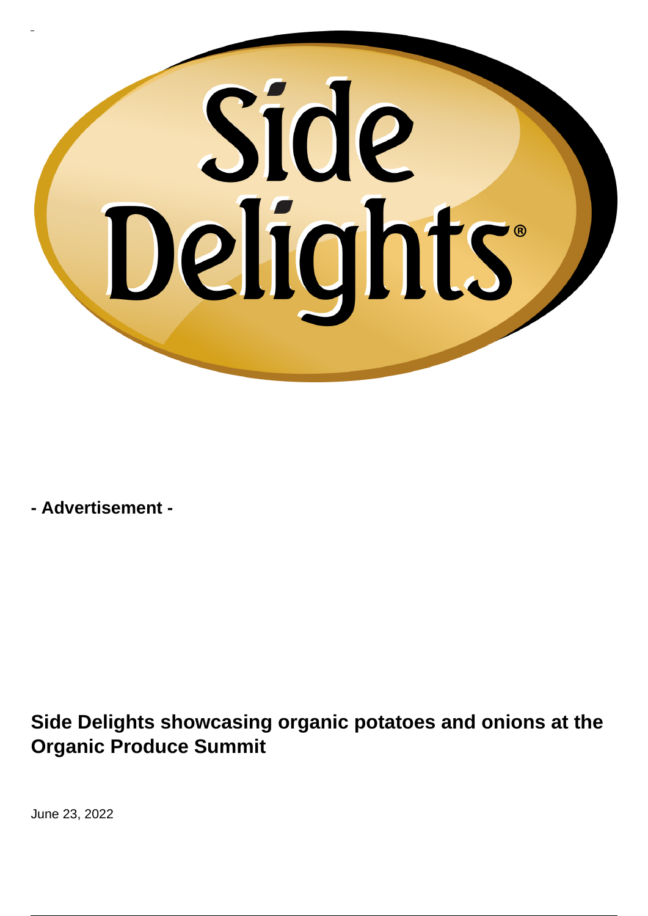- **Advertisement** -

## Side Delights showcasing organic potatoes and onions at the Organic Produce Summit

June 23, 2022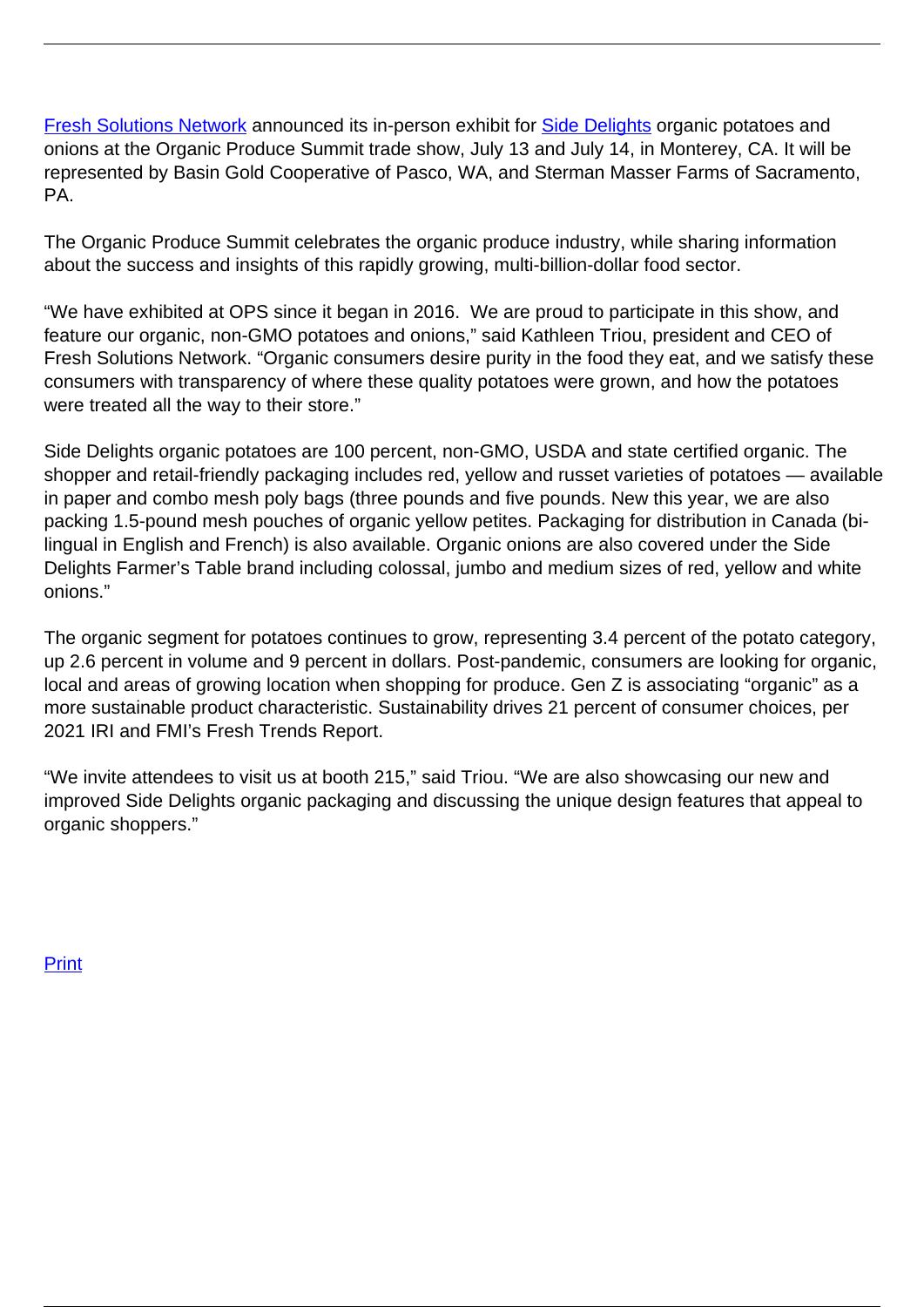[Fresh Solutions Network](#) announced its in-person exhibit for [Side Delights](#) organic potatoes and onions at the Organic Produce Summit trade show, July 13 and July 14, in Monterey, CA. It will be represented by Basin Gold Cooperative of Pasco, WA, and Sterman Masser Farms of Sacramento, PA.

The Organic Produce Summit celebrates the organic produce industry, while sharing information about the success and insights of this rapidly growing, multi-billion-dollar food sector.

"We have exhibited at OPS since it began in 2016. We are proud to participate in this show, and feature our organic, non-GMO potatoes and onions," said Kathleen Triou, president and CEO of Fresh Solutions Network. "Organic consumers desire purity in the food they eat, and we satisfy these consumers with transparency of where these quality potatoes were grown, and how the potatoes were treated all the way to their store."

Side Delights organic potatoes are 100 percent, non-GMO, USDA and state certified organic. The shopper and retail-friendly packaging includes red, yellow and russet varieties of potatoes — available in paper and combo mesh poly bags (three pounds and five pounds. New this year, we are also packing 1.5-pound mesh pouches of organic yellow petites. Packaging for distribution in Canada (bi-lingual in English and French) is also available. Organic onions are also covered under the Side Delights Farmer's Table brand including colossal, jumbo and medium sizes of red, yellow and white onions."

The organic segment for potatoes continues to grow, representing 3.4 percent of the potato category, up 2.6 percent in volume and 9 percent in dollars. Post-pandemic, consumers are looking for organic, local and areas of growing location when shopping for produce. Gen Z is associating "organic" as a more sustainable product characteristic. Sustainability drives 21 percent of consumer choices, per 2021 IRI and FMI's Fresh Trends Report.

"We invite attendees to visit us at booth 215," said Triou. "We are also showcasing our new and improved Side Delights organic packaging and discussing the unique design features that appeal to organic shoppers."

[Print](#)